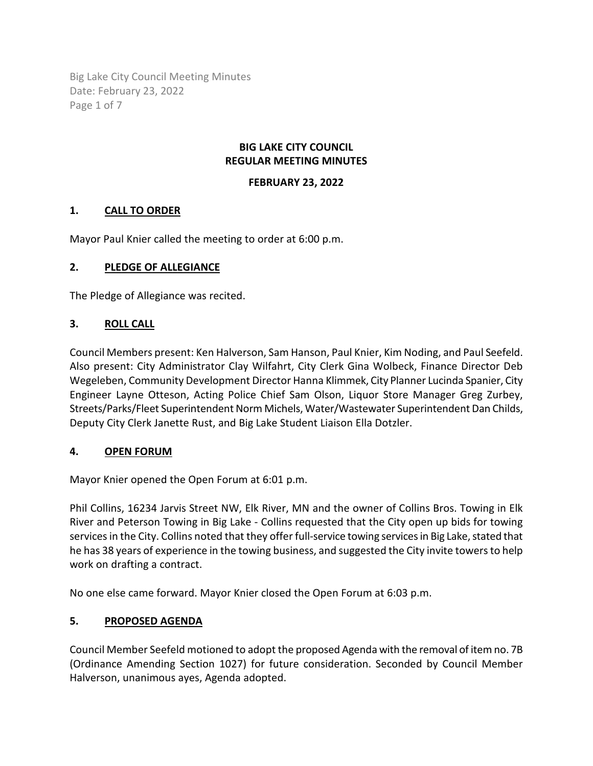# BIG LAKE CITY COUNCIL
# REGULAR MEETING MINUTES

**FEBRUARY 23, 2022**

## 1. CALL TO ORDER

Mayor Paul Knier called the meeting to order at 6:00 p.m.

## 2. PLEDGE OF ALLEGIANCE

The Pledge of Allegiance was recited.

## 3. ROLL CALL

Council Members present: Ken Halverson, Sam Hanson, Paul Knier, Kim Noding, and Paul Seefeld. Also present: City Administrator Clay Wilfahrt, City Clerk Gina Wolbeck, Finance Director Deb Wegeleben, Community Development Director Hanna Klimmek, City Planner Lucinda Spanier, City Engineer Layne Otteson, Acting Police Chief Sam Olson, Liquor Store Manager Greg Zurbey, Streets/Parks/Fleet Superintendent Norm Michels, Water/Wastewater Superintendent Dan Childs, Deputy City Clerk Janette Rust, and Big Lake Student Liaison Ella Dotzler.

## 4. OPEN FORUM

Mayor Knier opened the Open Forum at 6:01 p.m.

Phil Collins, 16234 Jarvis Street NW, Elk River, MN and the owner of Collins Bros. Towing in Elk River and Peterson Towing in Big Lake - Collins requested that the City open up bids for towing services in the City. Collins noted that they offer full-service towing services in Big Lake, stated that he has 38 years of experience in the towing business, and suggested the City invite towers to help work on drafting a contract.

No one else came forward. Mayor Knier closed the Open Forum at 6:03 p.m.

## 5. PROPOSED AGENDA

Council Member Seefeld motioned to adopt the proposed Agenda with the removal of item no. 7B (Ordinance Amending Section 1027) for future consideration. Seconded by Council Member Halverson, unanimous ayes, Agenda adopted.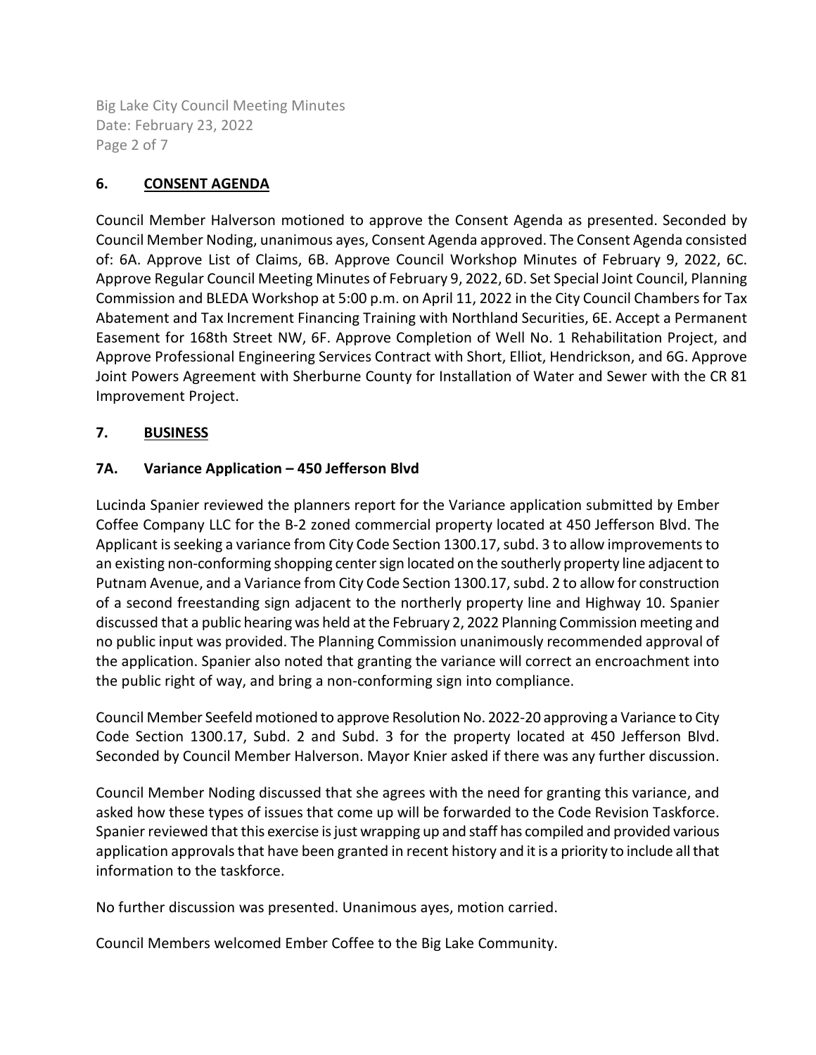## 6. CONSENT AGENDA

Council Member Halverson motioned to approve the Consent Agenda as presented. Seconded by Council Member Noding, unanimous ayes, Consent Agenda approved. The Consent Agenda consisted of: 6A. Approve List of Claims, 6B. Approve Council Workshop Minutes of February 9, 2022, 6C. Approve Regular Council Meeting Minutes of February 9, 2022, 6D. Set Special Joint Council, Planning Commission and BLEDA Workshop at 5:00 p.m. on April 11, 2022 in the City Council Chambers for Tax Abatement and Tax Increment Financing Training with Northland Securities, 6E. Accept a Permanent Easement for 168th Street NW, 6F. Approve Completion of Well No. 1 Rehabilitation Project, and Approve Professional Engineering Services Contract with Short, Elliot, Hendrickson, and 6G. Approve Joint Powers Agreement with Sherburne County for Installation of Water and Sewer with the CR 81 Improvement Project.

## 7. BUSINESS

### 7A. Variance Application – 450 Jefferson Blvd

Lucinda Spanier reviewed the planners report for the Variance application submitted by Ember Coffee Company LLC for the B-2 zoned commercial property located at 450 Jefferson Blvd. The Applicant is seeking a variance from City Code Section 1300.17, subd. 3 to allow improvements to an existing non-conforming shopping center sign located on the southerly property line adjacent to Putnam Avenue, and a Variance from City Code Section 1300.17, subd. 2 to allow for construction of a second freestanding sign adjacent to the northerly property line and Highway 10. Spanier discussed that a public hearing was held at the February 2, 2022 Planning Commission meeting and no public input was provided. The Planning Commission unanimously recommended approval of the application. Spanier also noted that granting the variance will correct an encroachment into the public right of way, and bring a non-conforming sign into compliance.

Council Member Seefeld motioned to approve Resolution No. 2022-20 approving a Variance to City Code Section 1300.17, Subd. 2 and Subd. 3 for the property located at 450 Jefferson Blvd. Seconded by Council Member Halverson. Mayor Knier asked if there was any further discussion.

Council Member Noding discussed that she agrees with the need for granting this variance, and asked how these types of issues that come up will be forwarded to the Code Revision Taskforce. Spanier reviewed that this exercise is just wrapping up and staff has compiled and provided various application approvals that have been granted in recent history and it is a priority to include all that information to the taskforce.

No further discussion was presented. Unanimous ayes, motion carried.

Council Members welcomed Ember Coffee to the Big Lake Community.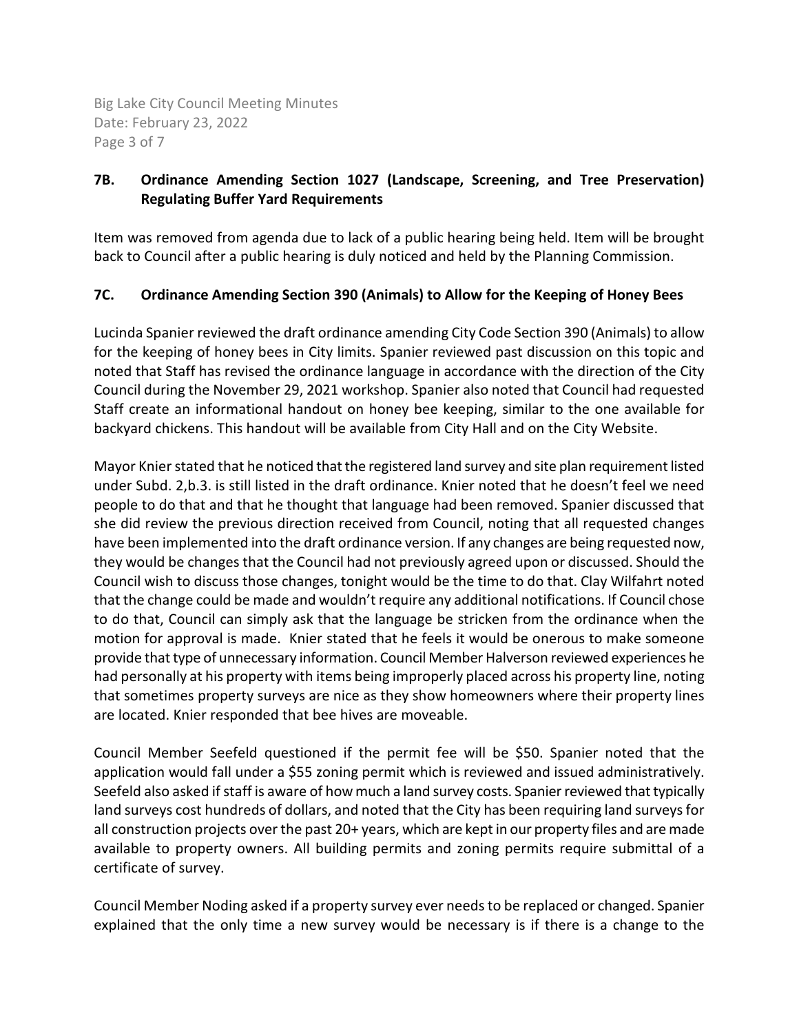### 7B. Ordinance Amending Section 1027 (Landscape, Screening, and Tree Preservation) Regulating Buffer Yard Requirements

Item was removed from agenda due to lack of a public hearing being held. Item will be brought back to Council after a public hearing is duly noticed and held by the Planning Commission.

### 7C. Ordinance Amending Section 390 (Animals) to Allow for the Keeping of Honey Bees

Lucinda Spanier reviewed the draft ordinance amending City Code Section 390 (Animals) to allow for the keeping of honey bees in City limits. Spanier reviewed past discussion on this topic and noted that Staff has revised the ordinance language in accordance with the direction of the City Council during the November 29, 2021 workshop. Spanier also noted that Council had requested Staff create an informational handout on honey bee keeping, similar to the one available for backyard chickens. This handout will be available from City Hall and on the City Website.

Mayor Knier stated that he noticed that the registered land survey and site plan requirement listed under Subd. 2,b.3. is still listed in the draft ordinance. Knier noted that he doesn't feel we need people to do that and that he thought that language had been removed. Spanier discussed that she did review the previous direction received from Council, noting that all requested changes have been implemented into the draft ordinance version. If any changes are being requested now, they would be changes that the Council had not previously agreed upon or discussed. Should the Council wish to discuss those changes, tonight would be the time to do that. Clay Wilfahrt noted that the change could be made and wouldn't require any additional notifications. If Council chose to do that, Council can simply ask that the language be stricken from the ordinance when the motion for approval is made. Knier stated that he feels it would be onerous to make someone provide that type of unnecessary information. Council Member Halverson reviewed experiences he had personally at his property with items being improperly placed across his property line, noting that sometimes property surveys are nice as they show homeowners where their property lines are located. Knier responded that bee hives are moveable.

Council Member Seefeld questioned if the permit fee will be $50. Spanier noted that the application would fall under a $55 zoning permit which is reviewed and issued administratively. Seefeld also asked if staff is aware of how much a land survey costs. Spanier reviewed that typically land surveys cost hundreds of dollars, and noted that the City has been requiring land surveys for all construction projects over the past 20+ years, which are kept in our property files and are made available to property owners. All building permits and zoning permits require submittal of a certificate of survey.

Council Member Noding asked if a property survey ever needs to be replaced or changed. Spanier explained that the only time a new survey would be necessary is if there is a change to the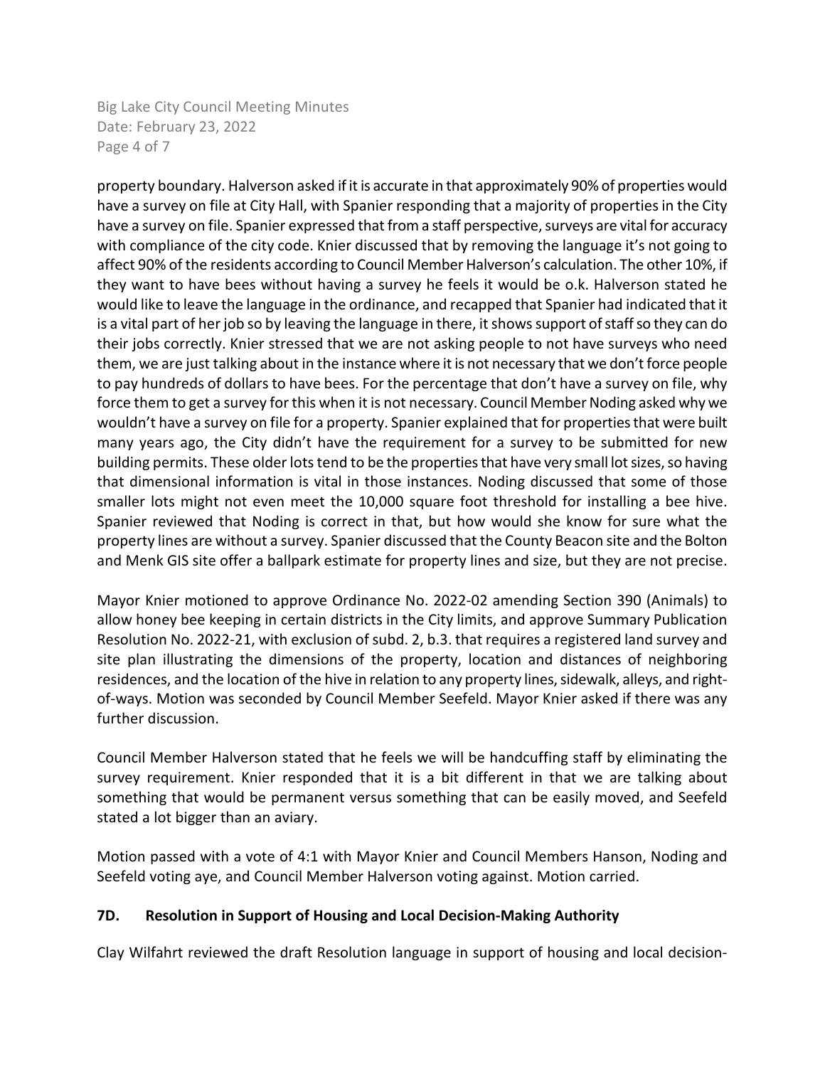property boundary. Halverson asked if it is accurate in that approximately 90% of properties would have a survey on file at City Hall, with Spanier responding that a majority of properties in the City have a survey on file. Spanier expressed that from a staff perspective, surveys are vital for accuracy with compliance of the city code. Knier discussed that by removing the language it's not going to affect 90% of the residents according to Council Member Halverson's calculation. The other 10%, if they want to have bees without having a survey he feels it would be o.k. Halverson stated he would like to leave the language in the ordinance, and recapped that Spanier had indicated that it is a vital part of her job so by leaving the language in there, it shows support of staff so they can do their jobs correctly. Knier stressed that we are not asking people to not have surveys who need them, we are just talking about in the instance where it is not necessary that we don't force people to pay hundreds of dollars to have bees. For the percentage that don't have a survey on file, why force them to get a survey for this when it is not necessary. Council Member Noding asked why we wouldn't have a survey on file for a property. Spanier explained that for properties that were built many years ago, the City didn't have the requirement for a survey to be submitted for new building permits. These older lots tend to be the properties that have very small lot sizes, so having that dimensional information is vital in those instances. Noding discussed that some of those smaller lots might not even meet the 10,000 square foot threshold for installing a bee hive. Spanier reviewed that Noding is correct in that, but how would she know for sure what the property lines are without a survey. Spanier discussed that the County Beacon site and the Bolton and Menk GIS site offer a ballpark estimate for property lines and size, but they are not precise.

Mayor Knier motioned to approve Ordinance No. 2022-02 amending Section 390 (Animals) to allow honey bee keeping in certain districts in the City limits, and approve Summary Publication Resolution No. 2022-21, with exclusion of subd. 2, b.3. that requires a registered land survey and site plan illustrating the dimensions of the property, location and distances of neighboring residences, and the location of the hive in relation to any property lines, sidewalk, alleys, and right-of-ways. Motion was seconded by Council Member Seefeld. Mayor Knier asked if there was any further discussion.

Council Member Halverson stated that he feels we will be handcuffing staff by eliminating the survey requirement. Knier responded that it is a bit different in that we are talking about something that would be permanent versus something that can be easily moved, and Seefeld stated a lot bigger than an aviary.

Motion passed with a vote of 4:1 with Mayor Knier and Council Members Hanson, Noding and Seefeld voting aye, and Council Member Halverson voting against. Motion carried.

### 7D. Resolution in Support of Housing and Local Decision-Making Authority

Clay Wilfahrt reviewed the draft Resolution language in support of housing and local decision-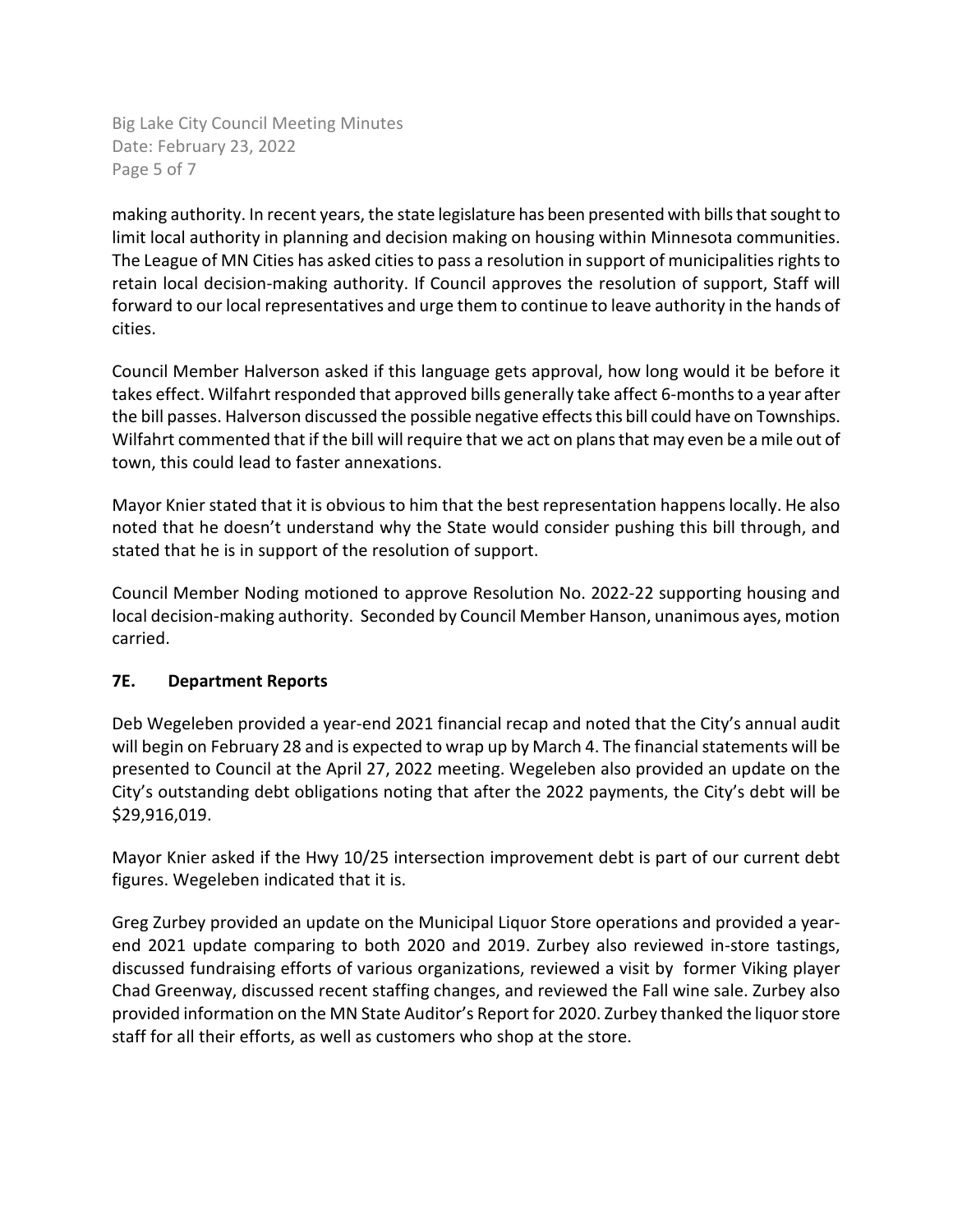making authority. In recent years, the state legislature has been presented with bills that sought to limit local authority in planning and decision making on housing within Minnesota communities. The League of MN Cities has asked cities to pass a resolution in support of municipalities rights to retain local decision-making authority. If Council approves the resolution of support, Staff will forward to our local representatives and urge them to continue to leave authority in the hands of cities.

Council Member Halverson asked if this language gets approval, how long would it be before it takes effect. Wilfahrt responded that approved bills generally take affect 6-months to a year after the bill passes. Halverson discussed the possible negative effects this bill could have on Townships. Wilfahrt commented that if the bill will require that we act on plans that may even be a mile out of town, this could lead to faster annexations.

Mayor Knier stated that it is obvious to him that the best representation happens locally. He also noted that he doesn't understand why the State would consider pushing this bill through, and stated that he is in support of the resolution of support.

Council Member Noding motioned to approve Resolution No. 2022-22 supporting housing and local decision-making authority. Seconded by Council Member Hanson, unanimous ayes, motion carried.

### 7E. Department Reports

Deb Wegeleben provided a year-end 2021 financial recap and noted that the City's annual audit will begin on February 28 and is expected to wrap up by March 4. The financial statements will be presented to Council at the April 27, 2022 meeting. Wegeleben also provided an update on the City's outstanding debt obligations noting that after the 2022 payments, the City's debt will be $29,916,019.

Mayor Knier asked if the Hwy 10/25 intersection improvement debt is part of our current debt figures. Wegeleben indicated that it is.

Greg Zurbey provided an update on the Municipal Liquor Store operations and provided a year-end 2021 update comparing to both 2020 and 2019. Zurbey also reviewed in-store tastings, discussed fundraising efforts of various organizations, reviewed a visit by former Viking player Chad Greenway, discussed recent staffing changes, and reviewed the Fall wine sale. Zurbey also provided information on the MN State Auditor's Report for 2020. Zurbey thanked the liquor store staff for all their efforts, as well as customers who shop at the store.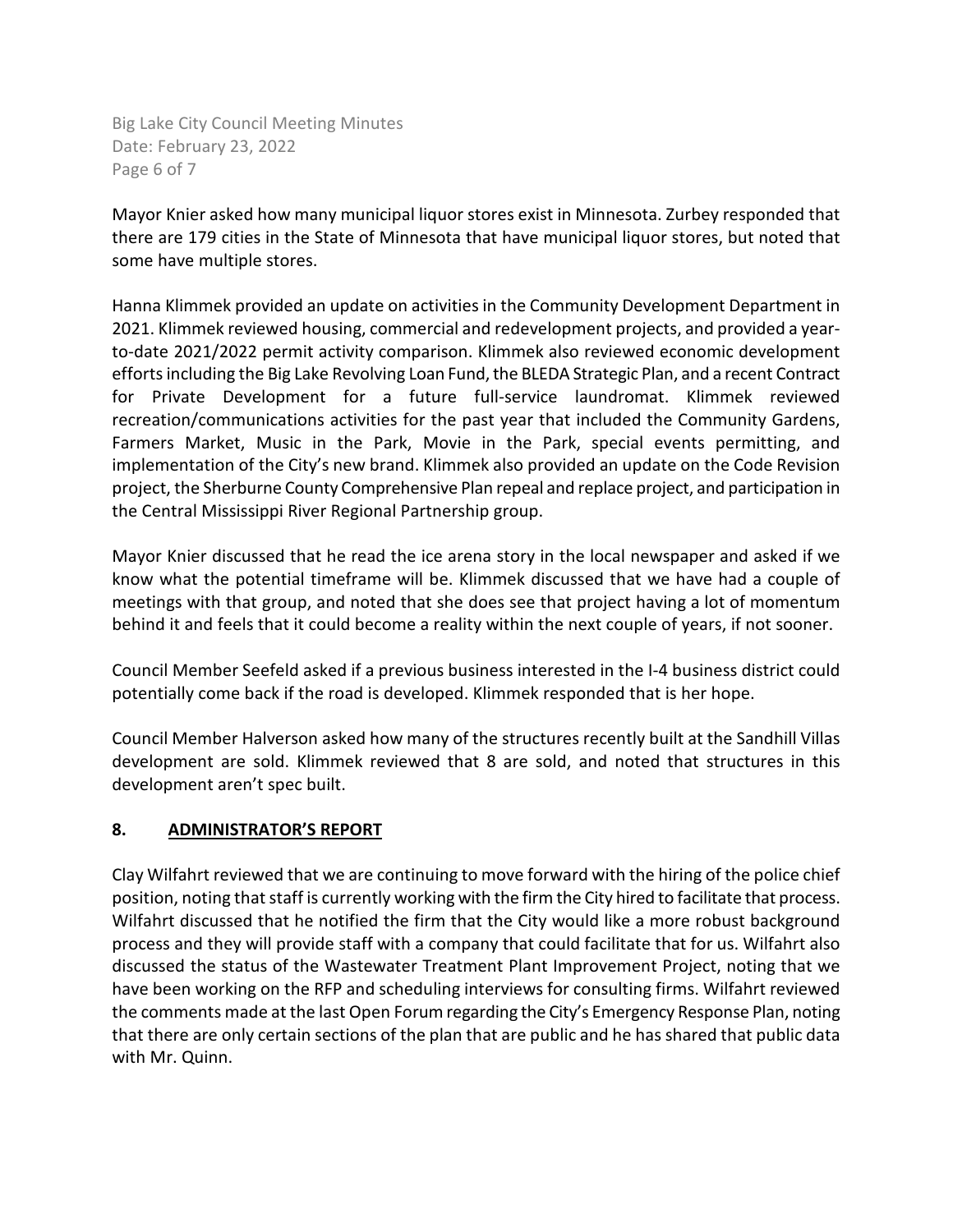Mayor Knier asked how many municipal liquor stores exist in Minnesota. Zurbey responded that there are 179 cities in the State of Minnesota that have municipal liquor stores, but noted that some have multiple stores.

Hanna Klimmek provided an update on activities in the Community Development Department in 2021. Klimmek reviewed housing, commercial and redevelopment projects, and provided a year-to-date 2021/2022 permit activity comparison. Klimmek also reviewed economic development efforts including the Big Lake Revolving Loan Fund, the BLEDA Strategic Plan, and a recent Contract for Private Development for a future full-service laundromat. Klimmek reviewed recreation/communications activities for the past year that included the Community Gardens, Farmers Market, Music in the Park, Movie in the Park, special events permitting, and implementation of the City's new brand. Klimmek also provided an update on the Code Revision project, the Sherburne County Comprehensive Plan repeal and replace project, and participation in the Central Mississippi River Regional Partnership group.

Mayor Knier discussed that he read the ice arena story in the local newspaper and asked if we know what the potential timeframe will be. Klimmek discussed that we have had a couple of meetings with that group, and noted that she does see that project having a lot of momentum behind it and feels that it could become a reality within the next couple of years, if not sooner.

Council Member Seefeld asked if a previous business interested in the I-4 business district could potentially come back if the road is developed. Klimmek responded that is her hope.

Council Member Halverson asked how many of the structures recently built at the Sandhill Villas development are sold. Klimmek reviewed that 8 are sold, and noted that structures in this development aren't spec built.

## 8. ADMINISTRATOR'S REPORT

Clay Wilfahrt reviewed that we are continuing to move forward with the hiring of the police chief position, noting that staff is currently working with the firm the City hired to facilitate that process. Wilfahrt discussed that he notified the firm that the City would like a more robust background process and they will provide staff with a company that could facilitate that for us. Wilfahrt also discussed the status of the Wastewater Treatment Plant Improvement Project, noting that we have been working on the RFP and scheduling interviews for consulting firms. Wilfahrt reviewed the comments made at the last Open Forum regarding the City's Emergency Response Plan, noting that there are only certain sections of the plan that are public and he has shared that public data with Mr. Quinn.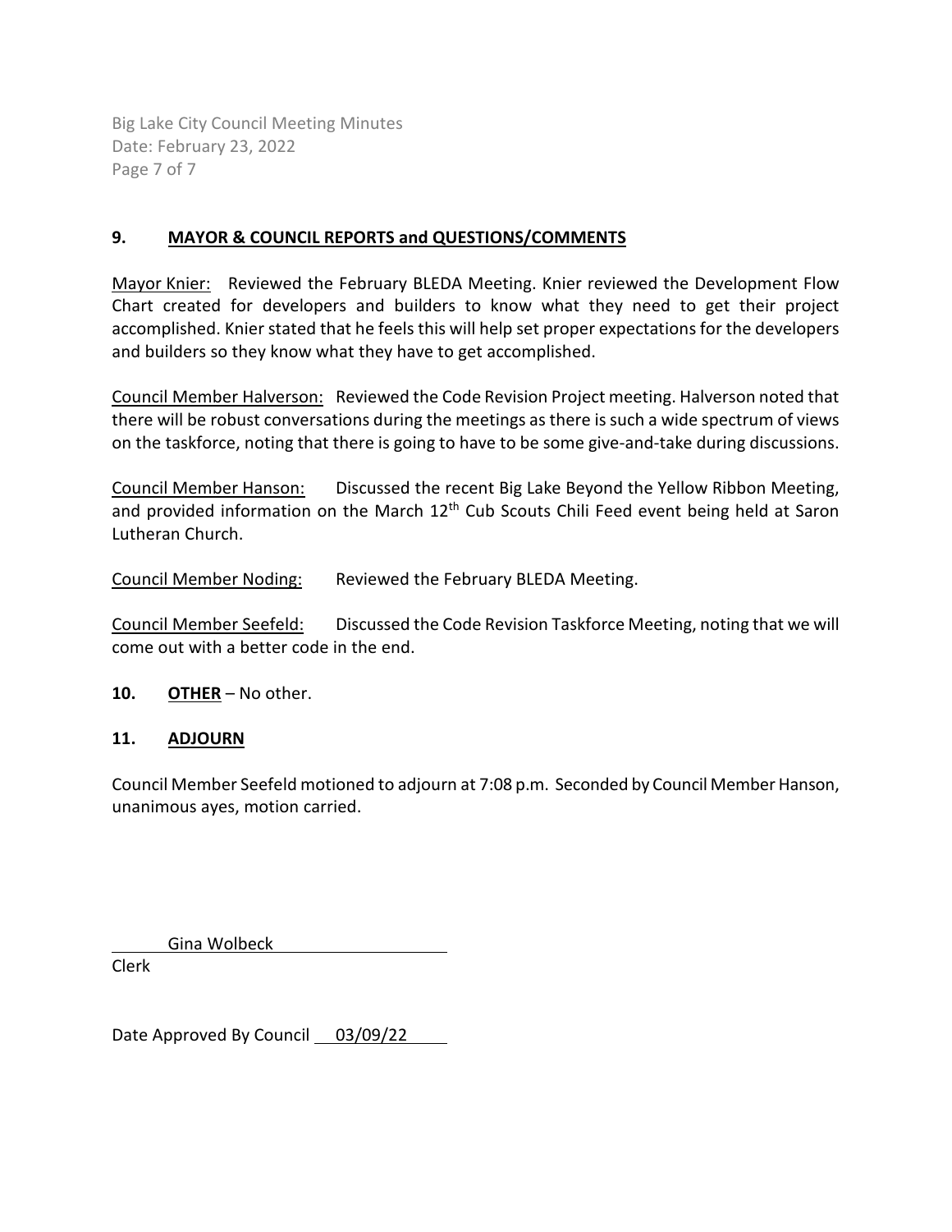## 9. MAYOR & COUNCIL REPORTS and QUESTIONS/COMMENTS

Mayor Knier: Reviewed the February BLEDA Meeting. Knier reviewed the Development Flow Chart created for developers and builders to know what they need to get their project accomplished. Knier stated that he feels this will help set proper expectations for the developers and builders so they know what they have to get accomplished.

Council Member Halverson: Reviewed the Code Revision Project meeting. Halverson noted that there will be robust conversations during the meetings as there is such a wide spectrum of views on the taskforce, noting that there is going to have to be some give-and-take during discussions.

Council Member Hanson: Discussed the recent Big Lake Beyond the Yellow Ribbon Meeting, and provided information on the March 12th Cub Scouts Chili Feed event being held at Saron Lutheran Church.

Council Member Noding: Reviewed the February BLEDA Meeting.

Council Member Seefeld: Discussed the Code Revision Taskforce Meeting, noting that we will come out with a better code in the end.

## 10. OTHER – No other.

## 11. ADJOURN

Council Member Seefeld motioned to adjourn at 7:08 p.m. Seconded by Council Member Hanson, unanimous ayes, motion carried.

Gina Wolbeck
Clerk

Date Approved By Council 03/09/22